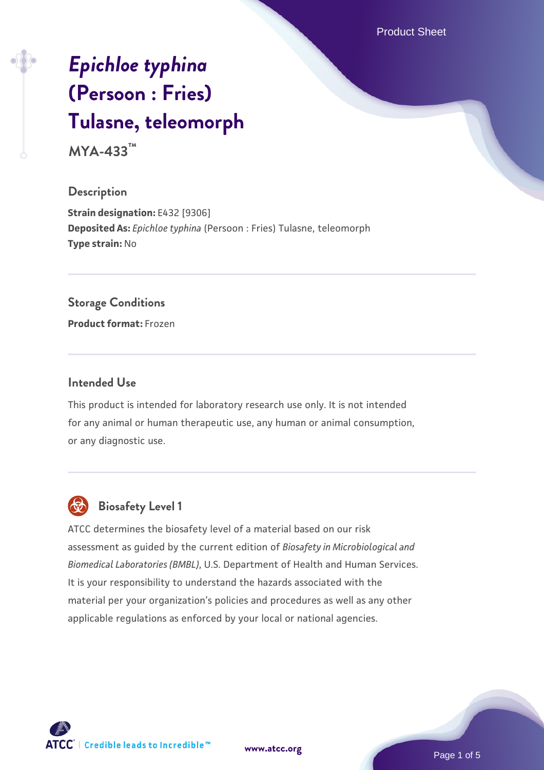# *Epichloe typhina* (Persoon : Fries) Tulasne, teleomorph

**MYA-433™**

## Description

**Strain designation:** E432 [9306]
**Deposited As:** *Epichloe typhina* (Persoon : Fries) Tulasne, teleomorph
**Type strain:** No

## Storage Conditions

**Product format:** Frozen

## Intended Use

This product is intended for laboratory research use only. It is not intended for any animal or human therapeutic use, any human or animal consumption, or any diagnostic use.

## Biosafety Level 1

ATCC determines the biosafety level of a material based on our risk assessment as guided by the current edition of *Biosafety in Microbiological and Biomedical Laboratories (BMBL)*, U.S. Department of Health and Human Services. It is your responsibility to understand the hazards associated with the material per your organization's policies and procedures as well as any other applicable regulations as enforced by your local or national agencies.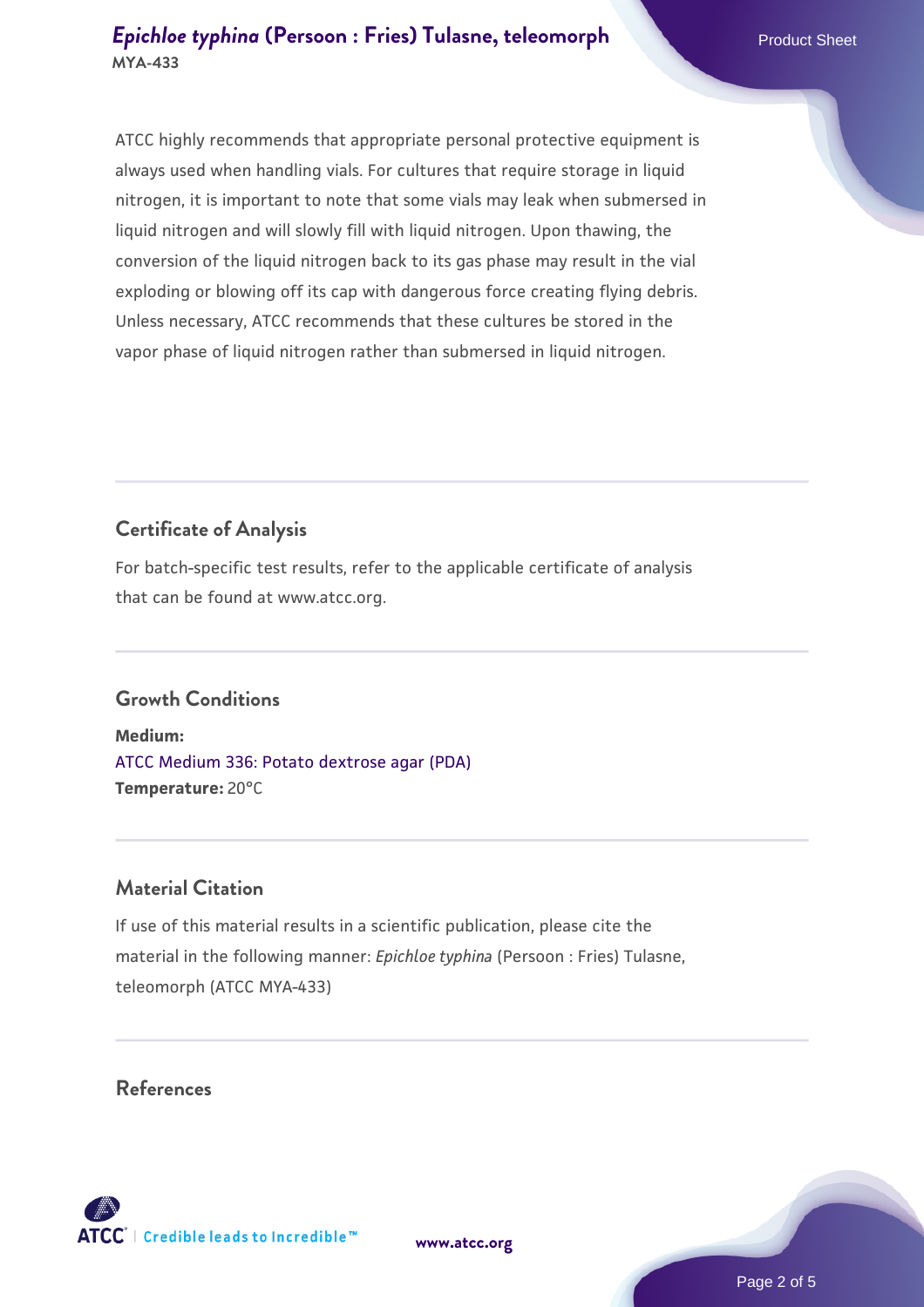ATCC highly recommends that appropriate personal protective equipment is always used when handling vials. For cultures that require storage in liquid nitrogen, it is important to note that some vials may leak when submersed in liquid nitrogen and will slowly fill with liquid nitrogen. Upon thawing, the conversion of the liquid nitrogen back to its gas phase may result in the vial exploding or blowing off its cap with dangerous force creating flying debris. Unless necessary, ATCC recommends that these cultures be stored in the vapor phase of liquid nitrogen rather than submersed in liquid nitrogen.

## Certificate of Analysis

For batch-specific test results, refer to the applicable certificate of analysis that can be found at www.atcc.org.

## Growth Conditions

**Medium:**
ATCC Medium 336: Potato dextrose agar (PDA)
**Temperature:** 20°C

## Material Citation

If use of this material results in a scientific publication, please cite the material in the following manner: *Epichloe typhina* (Persoon : Fries) Tulasne, teleomorph (ATCC MYA-433)

## References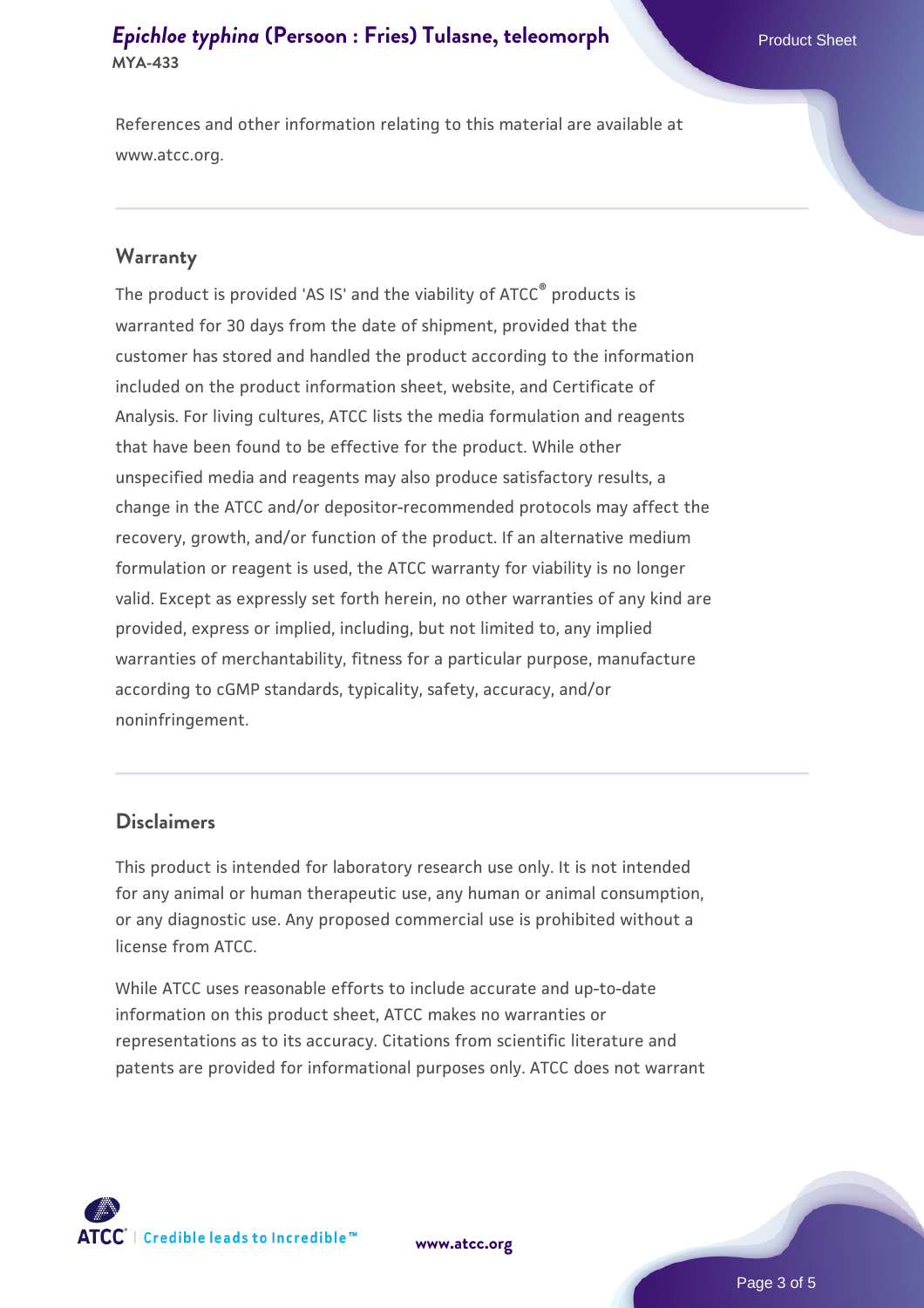References and other information relating to this material are available at www.atcc.org.

## Warranty

The product is provided 'AS IS' and the viability of ATCC® products is warranted for 30 days from the date of shipment, provided that the customer has stored and handled the product according to the information included on the product information sheet, website, and Certificate of Analysis. For living cultures, ATCC lists the media formulation and reagents that have been found to be effective for the product. While other unspecified media and reagents may also produce satisfactory results, a change in the ATCC and/or depositor-recommended protocols may affect the recovery, growth, and/or function of the product. If an alternative medium formulation or reagent is used, the ATCC warranty for viability is no longer valid. Except as expressly set forth herein, no other warranties of any kind are provided, express or implied, including, but not limited to, any implied warranties of merchantability, fitness for a particular purpose, manufacture according to cGMP standards, typicality, safety, accuracy, and/or noninfringement.

## Disclaimers

This product is intended for laboratory research use only. It is not intended for any animal or human therapeutic use, any human or animal consumption, or any diagnostic use. Any proposed commercial use is prohibited without a license from ATCC.

While ATCC uses reasonable efforts to include accurate and up-to-date information on this product sheet, ATCC makes no warranties or representations as to its accuracy. Citations from scientific literature and patents are provided for informational purposes only. ATCC does not warrant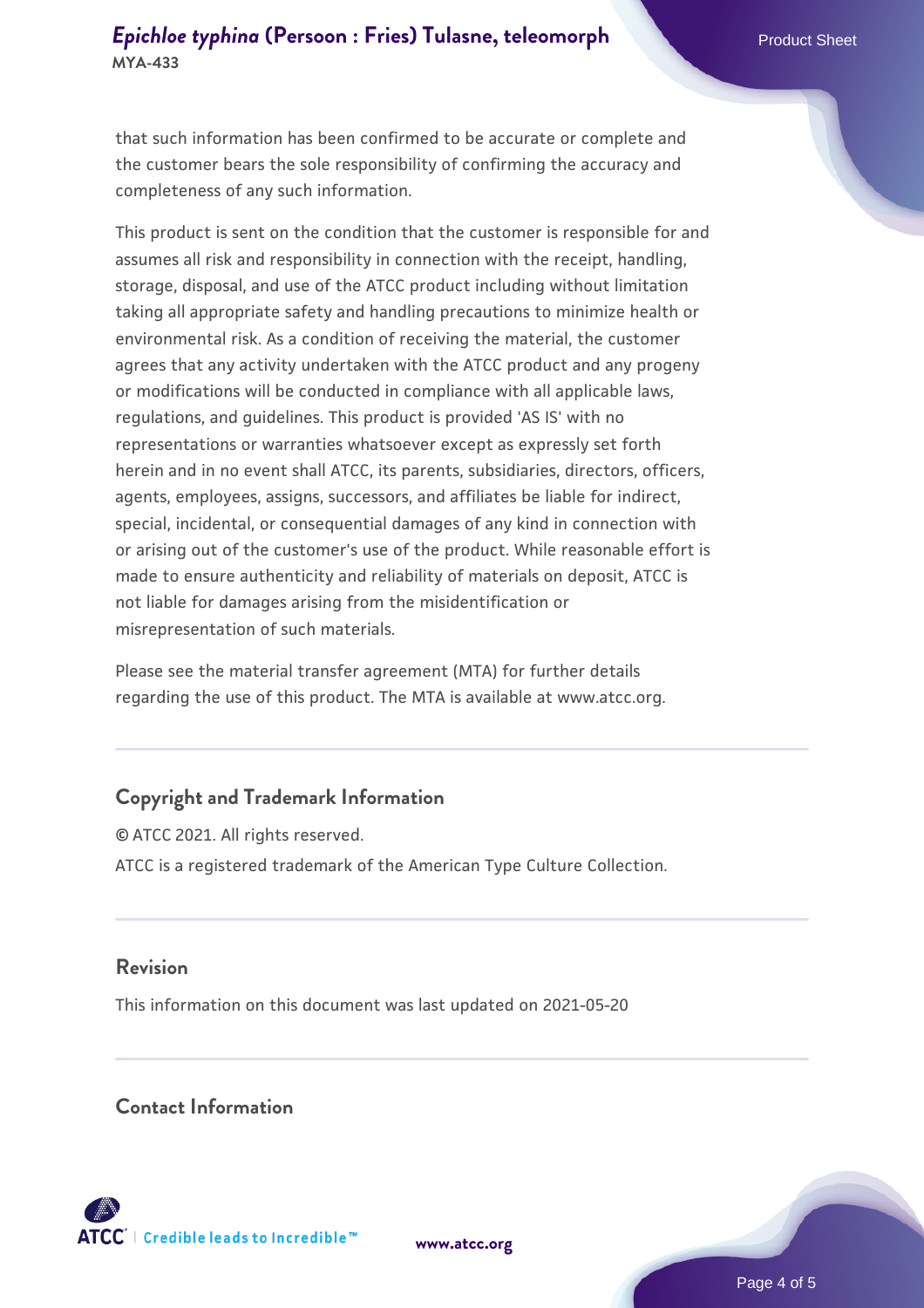that such information has been confirmed to be accurate or complete and the customer bears the sole responsibility of confirming the accuracy and completeness of any such information.

This product is sent on the condition that the customer is responsible for and assumes all risk and responsibility in connection with the receipt, handling, storage, disposal, and use of the ATCC product including without limitation taking all appropriate safety and handling precautions to minimize health or environmental risk. As a condition of receiving the material, the customer agrees that any activity undertaken with the ATCC product and any progeny or modifications will be conducted in compliance with all applicable laws, regulations, and guidelines. This product is provided 'AS IS' with no representations or warranties whatsoever except as expressly set forth herein and in no event shall ATCC, its parents, subsidiaries, directors, officers, agents, employees, assigns, successors, and affiliates be liable for indirect, special, incidental, or consequential damages of any kind in connection with or arising out of the customer's use of the product. While reasonable effort is made to ensure authenticity and reliability of materials on deposit, ATCC is not liable for damages arising from the misidentification or misrepresentation of such materials.

Please see the material transfer agreement (MTA) for further details regarding the use of this product. The MTA is available at www.atcc.org.

## Copyright and Trademark Information

© ATCC 2021. All rights reserved.

ATCC is a registered trademark of the American Type Culture Collection.

## Revision

This information on this document was last updated on 2021-05-20

## Contact Information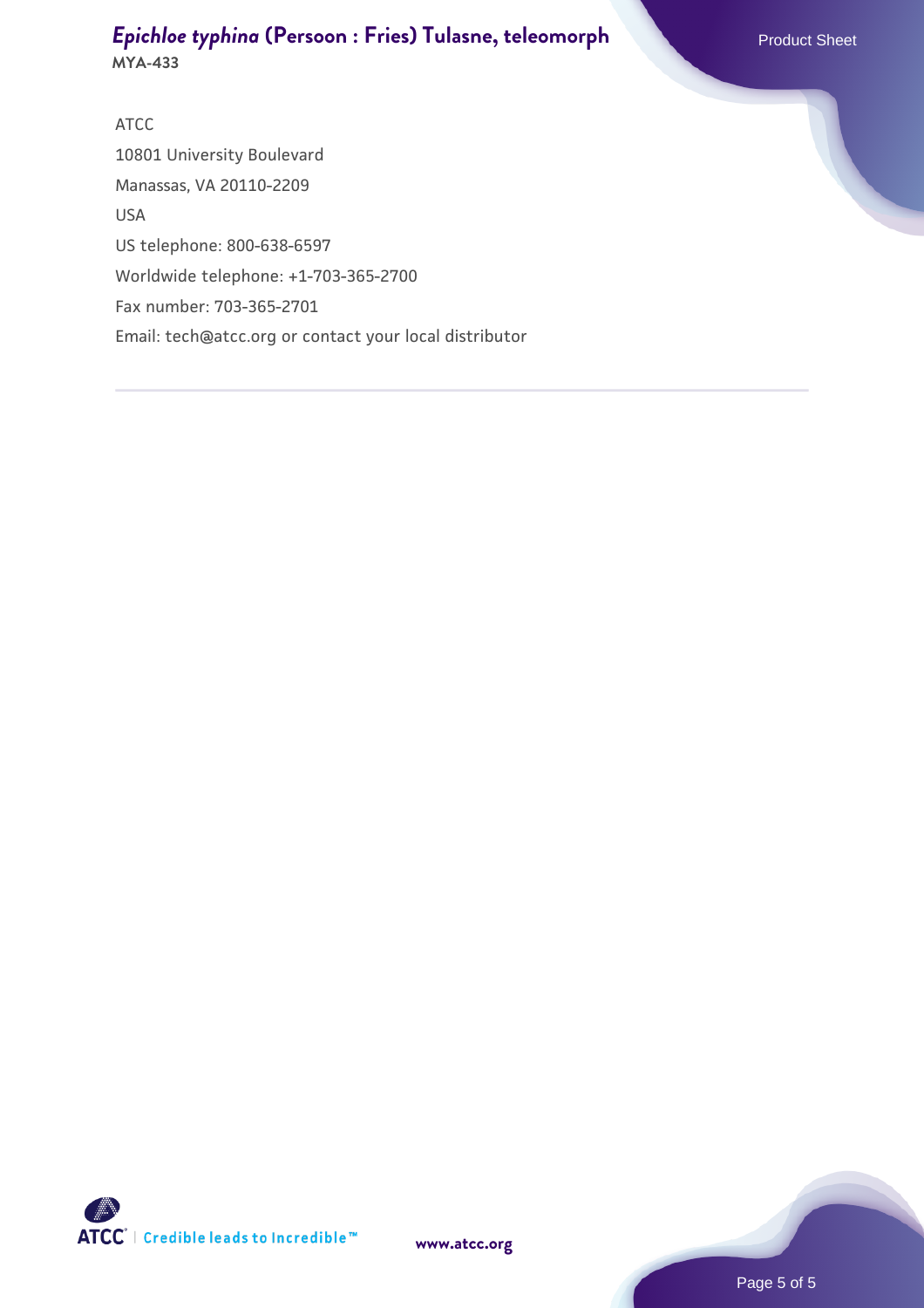ATCC

10801 University Boulevard

Manassas, VA 20110-2209

USA

US telephone: 800-638-6597

Worldwide telephone: +1-703-365-2700

Fax number: 703-365-2701

Email: tech@atcc.org or contact your local distributor